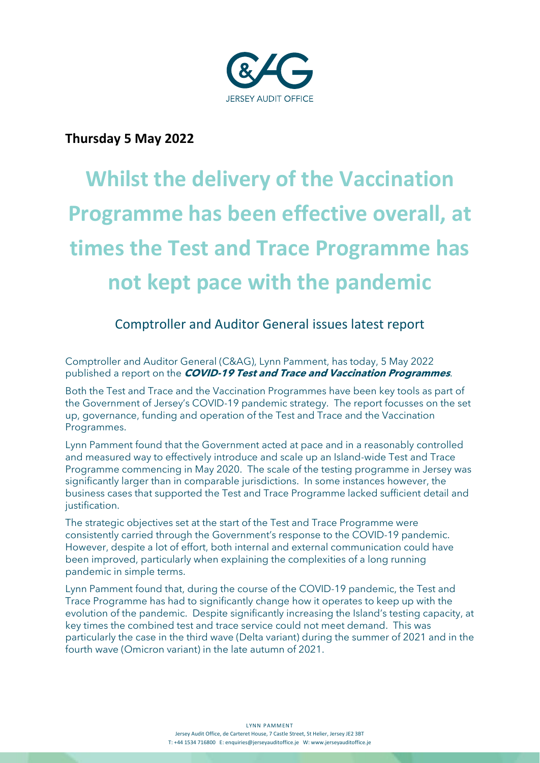JERSEY AUDIT OFFICE

**Thursday 5 May 2022**

# Whilst the delivery of the Vaccination Programme has been effective overall, at times the Test and Trace Programme has not kept pace with the pandemic

## Comptroller and Auditor General issues latest report

Comptroller and Auditor General (C&AG), Lynn Pamment, has today, 5 May 2022 published a report on the ***COVID-19 Test and Trace and Vaccination Programmes***.

Both the Test and Trace and the Vaccination Programmes have been key tools as part of the Government of Jersey's COVID-19 pandemic strategy. The report focusses on the set up, governance, funding and operation of the Test and Trace and the Vaccination Programmes.

Lynn Pamment found that the Government acted at pace and in a reasonably controlled and measured way to effectively introduce and scale up an Island-wide Test and Trace Programme commencing in May 2020. The scale of the testing programme in Jersey was significantly larger than in comparable jurisdictions. In some instances however, the business cases that supported the Test and Trace Programme lacked sufficient detail and justification.

The strategic objectives set at the start of the Test and Trace Programme were consistently carried through the Government's response to the COVID-19 pandemic. However, despite a lot of effort, both internal and external communication could have been improved, particularly when explaining the complexities of a long running pandemic in simple terms.

Lynn Pamment found that, during the course of the COVID-19 pandemic, the Test and Trace Programme has had to significantly change how it operates to keep up with the evolution of the pandemic. Despite significantly increasing the Island's testing capacity, at key times the combined test and trace service could not meet demand. This was particularly the case in the third wave (Delta variant) during the summer of 2021 and in the fourth wave (Omicron variant) in the late autumn of 2021.

LYNN PAMMENT
Jersey Audit Office, de Carteret House, 7 Castle Street, St Helier, Jersey JE2 3BT
T: +44 1534 716800 E: enquiries@jerseyauditoffice.je W: www.jerseyauditoffice.je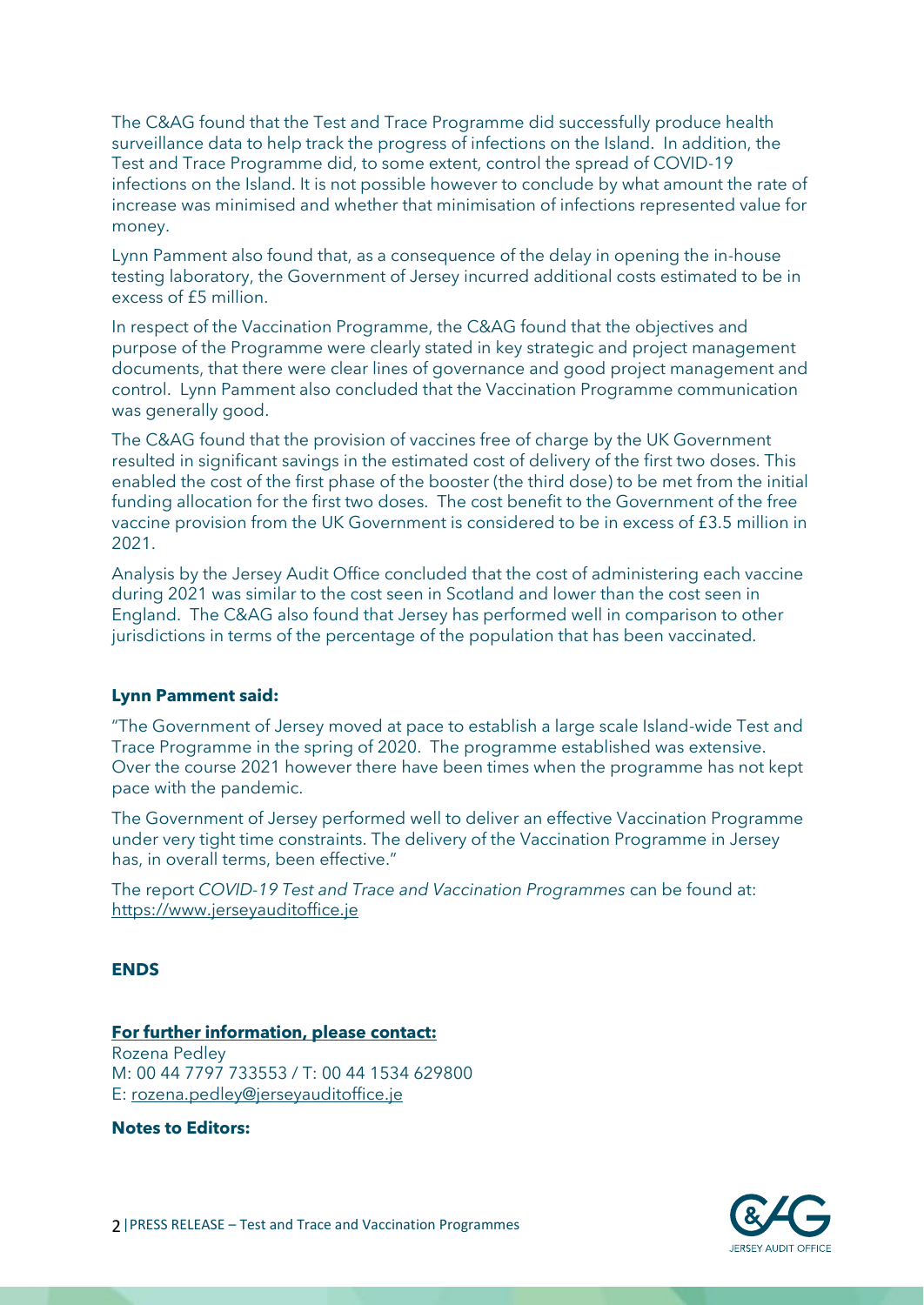The C&AG found that the Test and Trace Programme did successfully produce health surveillance data to help track the progress of infections on the Island. In addition, the Test and Trace Programme did, to some extent, control the spread of COVID-19 infections on the Island. It is not possible however to conclude by what amount the rate of increase was minimised and whether that minimisation of infections represented value for money.

Lynn Pamment also found that, as a consequence of the delay in opening the in-house testing laboratory, the Government of Jersey incurred additional costs estimated to be in excess of £5 million.

In respect of the Vaccination Programme, the C&AG found that the objectives and purpose of the Programme were clearly stated in key strategic and project management documents, that there were clear lines of governance and good project management and control. Lynn Pamment also concluded that the Vaccination Programme communication was generally good.

The C&AG found that the provision of vaccines free of charge by the UK Government resulted in significant savings in the estimated cost of delivery of the first two doses. This enabled the cost of the first phase of the booster (the third dose) to be met from the initial funding allocation for the first two doses. The cost benefit to the Government of the free vaccine provision from the UK Government is considered to be in excess of £3.5 million in 2021.

Analysis by the Jersey Audit Office concluded that the cost of administering each vaccine during 2021 was similar to the cost seen in Scotland and lower than the cost seen in England. The C&AG also found that Jersey has performed well in comparison to other jurisdictions in terms of the percentage of the population that has been vaccinated.

**Lynn Pamment said:**

"The Government of Jersey moved at pace to establish a large scale Island-wide Test and Trace Programme in the spring of 2020. The programme established was extensive. Over the course 2021 however there have been times when the programme has not kept pace with the pandemic.

The Government of Jersey performed well to deliver an effective Vaccination Programme under very tight time constraints. The delivery of the Vaccination Programme in Jersey has, in overall terms, been effective."

The report *COVID-19 Test and Trace and Vaccination Programmes* can be found at: https://www.jerseyauditoffice.je

**ENDS**

**For further information, please contact:**

Rozena Pedley
M: 00 44 7797 733553 / T: 00 44 1534 629800
E: rozena.pedley@jerseyauditoffice.je

**Notes to Editors:**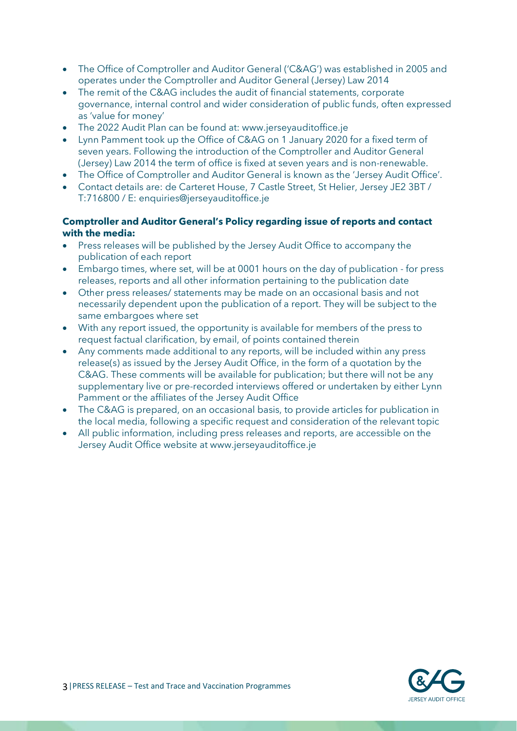- The Office of Comptroller and Auditor General ('C&AG') was established in 2005 and operates under the Comptroller and Auditor General (Jersey) Law 2014
- The remit of the C&AG includes the audit of financial statements, corporate governance, internal control and wider consideration of public funds, often expressed as 'value for money'
- The 2022 Audit Plan can be found at: www.jerseyauditoffice.je
- Lynn Pamment took up the Office of C&AG on 1 January 2020 for a fixed term of seven years. Following the introduction of the Comptroller and Auditor General (Jersey) Law 2014 the term of office is fixed at seven years and is non-renewable.
- The Office of Comptroller and Auditor General is known as the 'Jersey Audit Office'.
- Contact details are: de Carteret House, 7 Castle Street, St Helier, Jersey JE2 3BT / T:716800 / E: enquiries@jerseyauditoffice.je

**Comptroller and Auditor General's Policy regarding issue of reports and contact with the media:**

- Press releases will be published by the Jersey Audit Office to accompany the publication of each report
- Embargo times, where set, will be at 0001 hours on the day of publication - for press releases, reports and all other information pertaining to the publication date
- Other press releases/ statements may be made on an occasional basis and not necessarily dependent upon the publication of a report. They will be subject to the same embargoes where set
- With any report issued, the opportunity is available for members of the press to request factual clarification, by email, of points contained therein
- Any comments made additional to any reports, will be included within any press release(s) as issued by the Jersey Audit Office, in the form of a quotation by the C&AG. These comments will be available for publication; but there will not be any supplementary live or pre-recorded interviews offered or undertaken by either Lynn Pamment or the affiliates of the Jersey Audit Office
- The C&AG is prepared, on an occasional basis, to provide articles for publication in the local media, following a specific request and consideration of the relevant topic
- All public information, including press releases and reports, are accessible on the Jersey Audit Office website at www.jerseyauditoffice.je